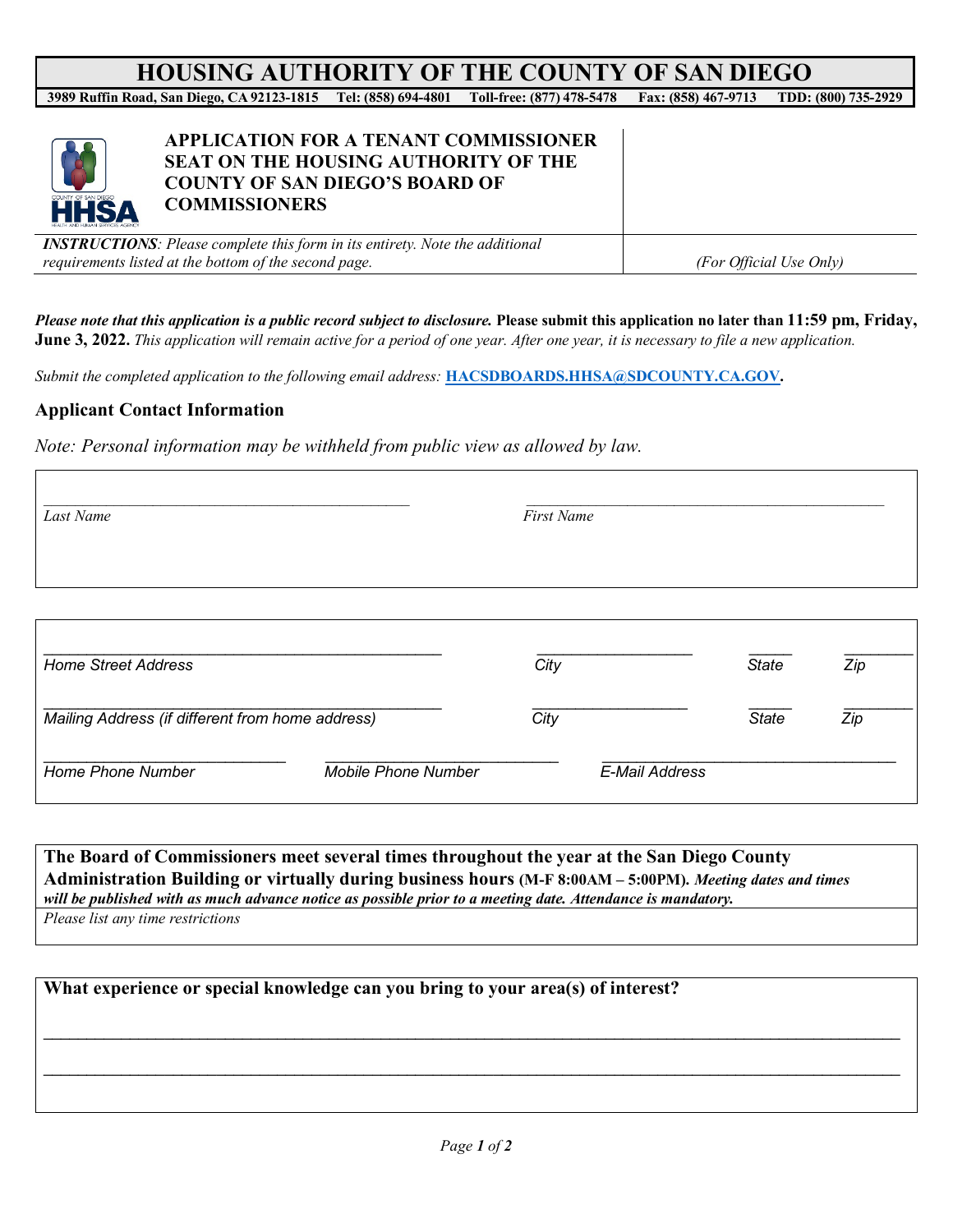# HOUSING AUTHORITY OF THE COUNTY OF SAN DIEGO

**3989 Ruffin Road, San Diego, CA 92123-1815 Tel: (858) 694-4801 Toll-free: (877) 478-5478 Fax: (858) 467-9713 TDD: (800) 735-2929**

## APPLICATION FOR A TENANT COMMISSIONER SEAT ON THE HOUSING AUTHORITY OF THE COUNTY OF SAN DIEGO'S BOARD OF COMMISSIONERS

***INSTRUCTIONS****: Please complete this form in its entirety. Note the additional requirements listed at the bottom of the second page.*

*(For Official Use Only)*

***Please note that this application is a public record subject to disclosure.*** **Please submit this application no later than 11:59 pm, Friday, June 3, 2022.** *This application will remain active for a period of one year. After one year, it is necessary to file a new application.*

*Submit the completed application to the following email address:* **HACSDBOARDS.HHSA@SDCOUNTY.CA.GOV.**

### Applicant Contact Information

*Note: Personal information may be withheld from public view as allowed by law.*

_______________________ *Last Name*

_______________________ *First Name*

_______________________ Home Street Address &nbsp; ___________ City &nbsp; _____ State &nbsp; _____ Zip

_______________________ Mailing Address (if different from home address) &nbsp; ___________ City &nbsp; _____ State &nbsp; _____ Zip

_______________ Home Phone Number &nbsp; _______________ Mobile Phone Number &nbsp; _______________ E-Mail Address

**The Board of Commissioners meet several times throughout the year at the San Diego County Administration Building or virtually during business hours (M-F 8:00AM – 5:00PM).** ***Meeting dates and times will be published with as much advance notice as possible prior to a meeting date. Attendance is mandatory.***

*Please list any time restrictions*

**What experience or special knowledge can you bring to your area(s) of interest?**

_______________________________________________________________

_______________________________________________________________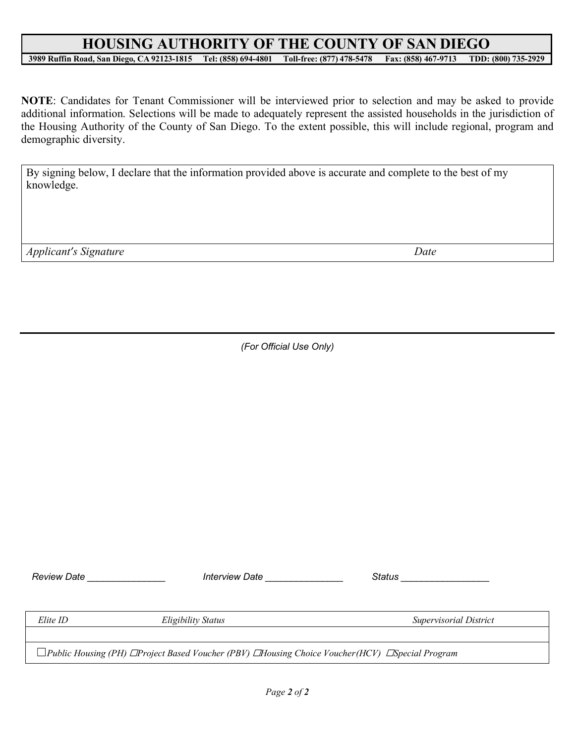# HOUSING AUTHORITY OF THE COUNTY OF SAN DIEGO

**3989 Ruffin Road, San Diego, CA 92123-1815 Tel: (858) 694-4801 Toll-free: (877) 478-5478 Fax: (858) 467-9713 TDD: (800) 735-2929**

**NOTE**: Candidates for Tenant Commissioner will be interviewed prior to selection and may be asked to provide additional information. Selections will be made to adequately represent the assisted households in the jurisdiction of the Housing Authority of the County of San Diego. To the extent possible, this will include regional, program and demographic diversity.

| | |
|---|---|
| By signing below, I declare that the information provided above is accurate and complete to the best of my knowledge. | |
| *Applicant's Signature* | *Date* |

---

*(For Official Use Only)*

*Review Date* _______________ *Interview Date* _______________ *Status* _________________

| *Elite ID* | *Eligibility Status* | *Supervisorial District* |
|---|---|---|
| | | |
| ☐*Public Housing (PH)* ☐*Project Based Voucher (PBV)* ☐*Housing Choice Voucher (HCV)* ☐*Special Program* | | |